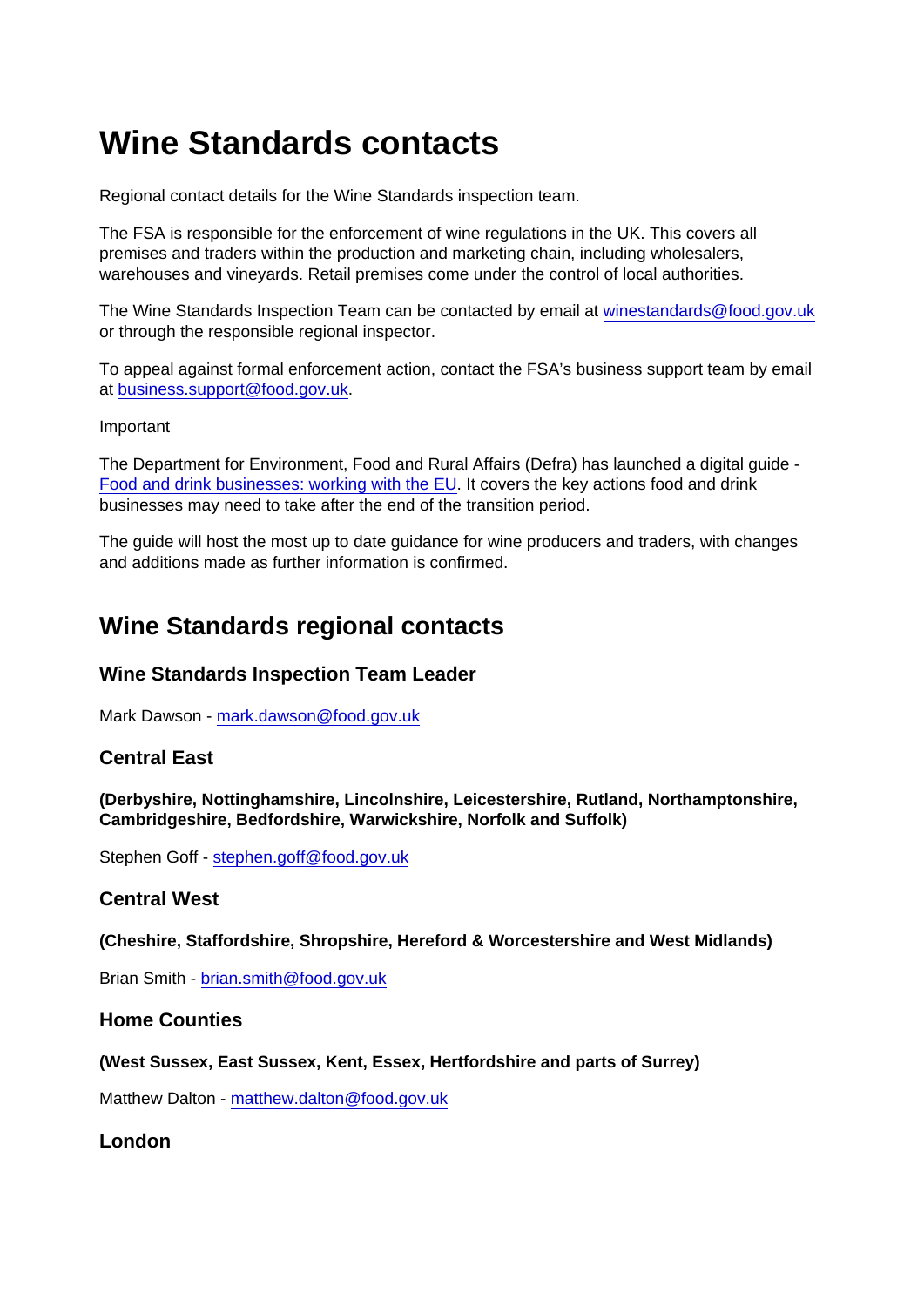# Wine Standards contacts

Regional contact details for the Wine Standards inspection team.

The FSA is responsible for the enforcement of wine regulations in the UK. This covers all premises and traders within the production and marketing chain, including wholesalers, warehouses and vineyards. Retail premises come under the control of local authorities.

The Wine Standards Inspection Team can be contacted by email at winestandards@food.gov.uk or through the responsible regional inspector.

To appeal against formal enforcement action, contact the FSA's business support team by email at business.support@food.gov.uk.

Important

The Department for Environment, Food and Rural Affairs (Defra) has launched a digital guide - Food and drink businesses: working with the EU. It covers the key actions food and drink businesses may need to take after the end of the transition period.

The guide will host the most up to date guidance for wine producers and traders, with changes and additions made as further information is confirmed.

## Wine Standards regional contacts

### Wine Standards Inspection Team Leader

Mark Dawson - mark.dawson@food.gov.uk

### Central East

**(Derbyshire, Nottinghamshire, Lincolnshire, Leicestershire, Rutland, Northamptonshire, Cambridgeshire, Bedfordshire, Warwickshire, Norfolk and Suffolk)**

Stephen Goff - stephen.goff@food.gov.uk

### Central West

**(Cheshire, Staffordshire, Shropshire, Hereford & Worcestershire and West Midlands)**

Brian Smith - brian.smith@food.gov.uk

### Home Counties

**(West Sussex, East Sussex, Kent, Essex, Hertfordshire and parts of Surrey)**

Matthew Dalton - matthew.dalton@food.gov.uk

### London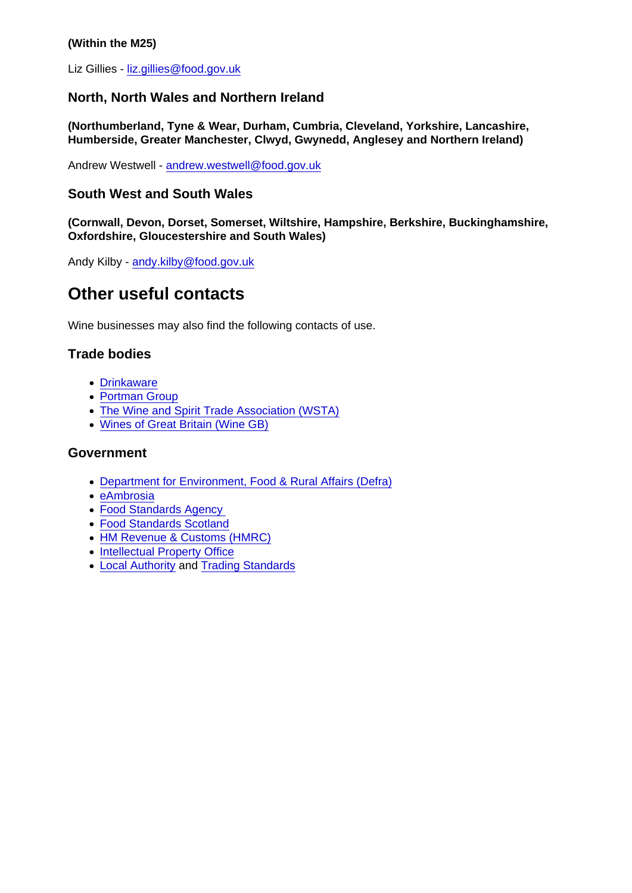**(Within the M25)**

Liz Gillies - liz.gillies@food.gov.uk

### North, North Wales and Northern Ireland

**(Northumberland, Tyne & Wear, Durham, Cumbria, Cleveland, Yorkshire, Lancashire, Humberside, Greater Manchester, Clwyd, Gwynedd, Anglesey and Northern Ireland)**

Andrew Westwell - andrew.westwell@food.gov.uk

### South West and South Wales

**(Cornwall, Devon, Dorset, Somerset, Wiltshire, Hampshire, Berkshire, Buckinghamshire, Oxfordshire, Gloucestershire and South Wales)**

Andy Kilby - andy.kilby@food.gov.uk

## Other useful contacts

Wine businesses may also find the following contacts of use.

### Trade bodies

- Drinkaware
- Portman Group
- The Wine and Spirit Trade Association (WSTA)
- Wines of Great Britain (Wine GB)

### Government

- Department for Environment, Food & Rural Affairs (Defra)
- eAmbrosia
- Food Standards Agency
- Food Standards Scotland
- HM Revenue & Customs (HMRC)
- Intellectual Property Office
- Local Authority and Trading Standards